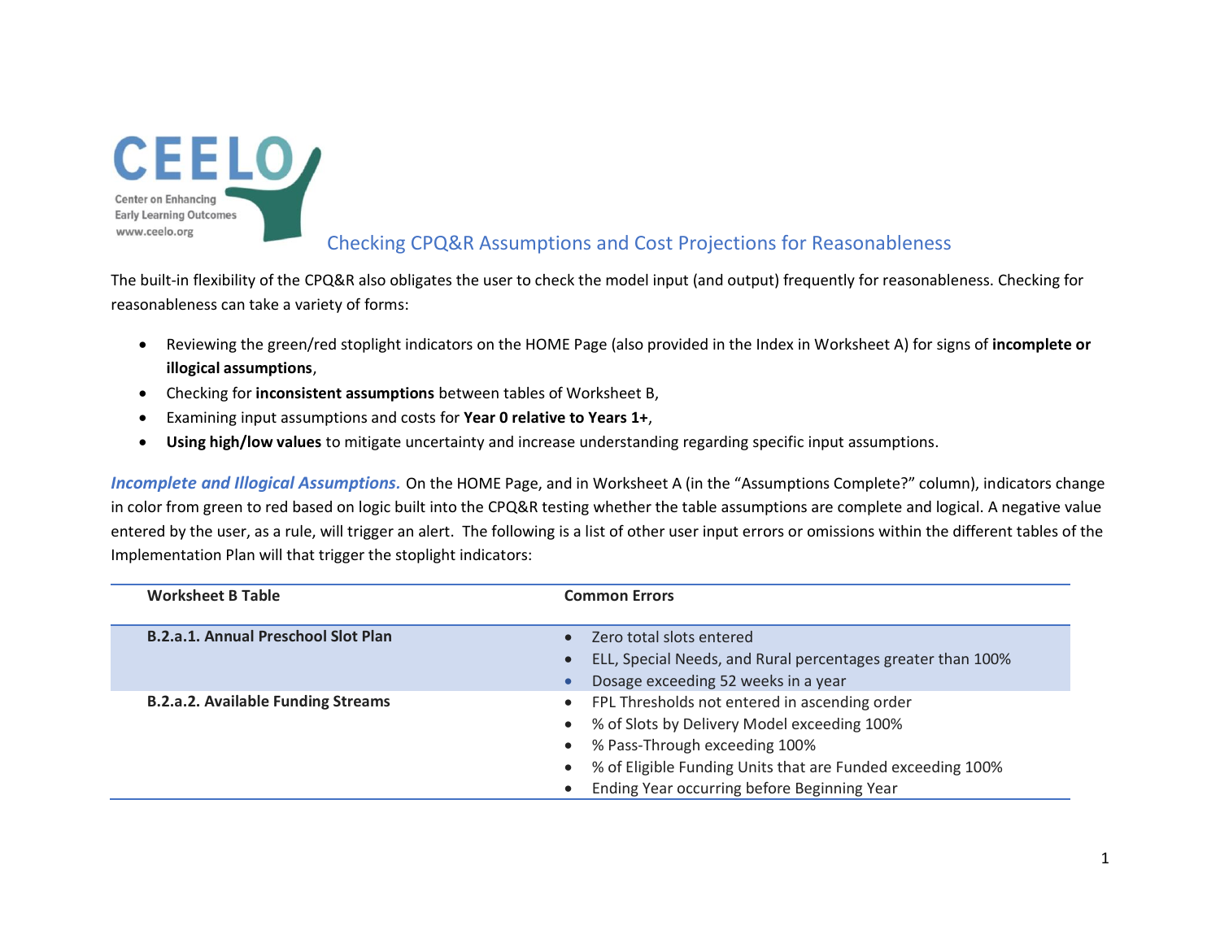CEELO
Center on Enhancing Early Learning Outcomes
www.ceelo.org

# Checking CPQ&R Assumptions and Cost Projections for Reasonableness

The built-in flexibility of the CPQ&R also obligates the user to check the model input (and output) frequently for reasonableness. Checking for reasonableness can take a variety of forms:

- Reviewing the green/red stoplight indicators on the HOME Page (also provided in the Index in Worksheet A) for signs of **incomplete or illogical assumptions**,
- Checking for **inconsistent assumptions** between tables of Worksheet B,
- Examining input assumptions and costs for **Year 0 relative to Years 1+**,
- **Using high/low values** to mitigate uncertainty and increase understanding regarding specific input assumptions.

***Incomplete and Illogical Assumptions.*** On the HOME Page, and in Worksheet A (in the "Assumptions Complete?" column), indicators change in color from green to red based on logic built into the CPQ&R testing whether the table assumptions are complete and logical. A negative value entered by the user, as a rule, will trigger an alert. The following is a list of other user input errors or omissions within the different tables of the Implementation Plan will that trigger the stoplight indicators:

| Worksheet B Table | Common Errors |
|---|---|
| **B.2.a.1. Annual Preschool Slot Plan** | • Zero total slots entered<br>• ELL, Special Needs, and Rural percentages greater than 100%<br>• Dosage exceeding 52 weeks in a year |
| **B.2.a.2. Available Funding Streams** | • FPL Thresholds not entered in ascending order<br>• % of Slots by Delivery Model exceeding 100%<br>• % Pass-Through exceeding 100%<br>• % of Eligible Funding Units that are Funded exceeding 100%<br>• Ending Year occurring before Beginning Year |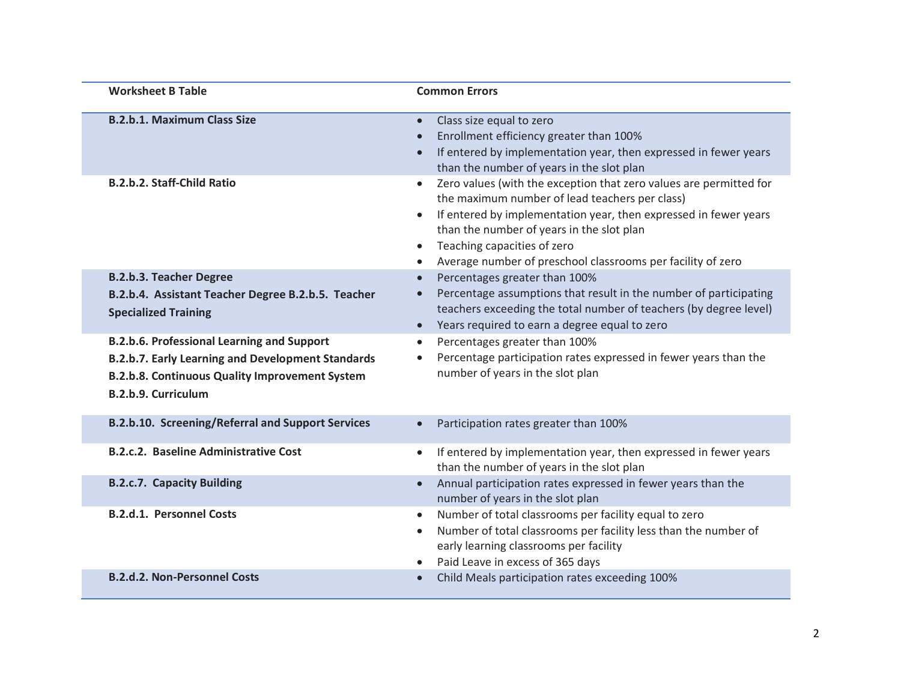| Worksheet B Table | Common Errors |
|---|---|
| **B.2.b.1. Maximum Class Size** | • Class size equal to zero<br>• Enrollment efficiency greater than 100%<br>• If entered by implementation year, then expressed in fewer years than the number of years in the slot plan |
| **B.2.b.2. Staff-Child Ratio** | • Zero values (with the exception that zero values are permitted for the maximum number of lead teachers per class)<br>• If entered by implementation year, then expressed in fewer years than the number of years in the slot plan<br>• Teaching capacities of zero<br>• Average number of preschool classrooms per facility of zero |
| **B.2.b.3. Teacher Degree**<br>**B.2.b.4. Assistant Teacher Degree B.2.b.5. Teacher Specialized Training** | • Percentages greater than 100%<br>• Percentage assumptions that result in the number of participating teachers exceeding the total number of teachers (by degree level)<br>• Years required to earn a degree equal to zero |
| **B.2.b.6. Professional Learning and Support**<br>**B.2.b.7. Early Learning and Development Standards**<br>**B.2.b.8. Continuous Quality Improvement System**<br>**B.2.b.9. Curriculum** | • Percentages greater than 100%<br>• Percentage participation rates expressed in fewer years than the number of years in the slot plan |
| **B.2.b.10. Screening/Referral and Support Services** | • Participation rates greater than 100% |
| **B.2.c.2. Baseline Administrative Cost** | • If entered by implementation year, then expressed in fewer years than the number of years in the slot plan |
| **B.2.c.7. Capacity Building** | • Annual participation rates expressed in fewer years than the number of years in the slot plan |
| **B.2.d.1. Personnel Costs** | • Number of total classrooms per facility equal to zero<br>• Number of total classrooms per facility less than the number of early learning classrooms per facility<br>• Paid Leave in excess of 365 days |
| **B.2.d.2. Non-Personnel Costs** | • Child Meals participation rates exceeding 100% |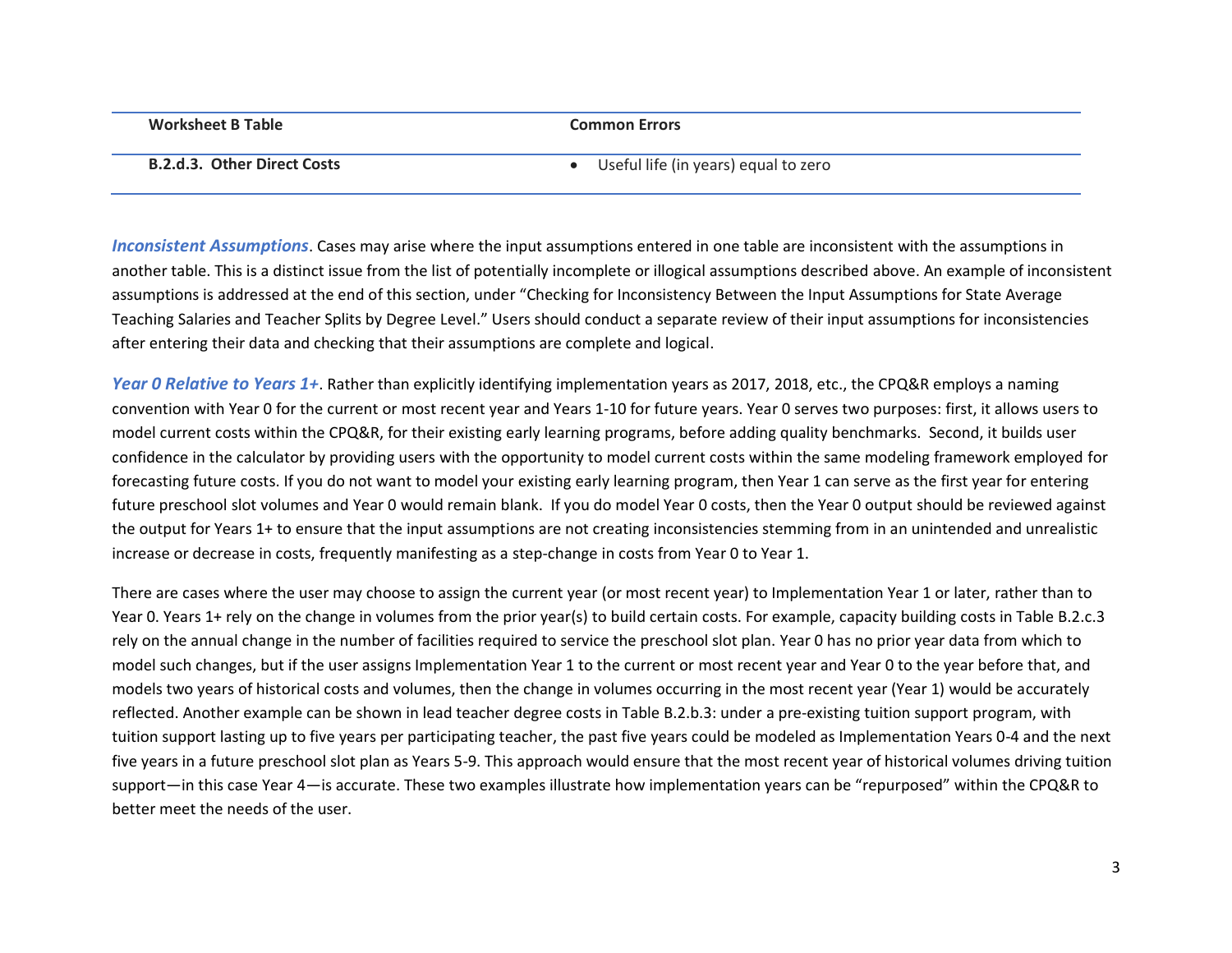| Worksheet B Table | Common Errors |
| --- | --- |
| **B.2.d.3. Other Direct Costs** | • Useful life (in years) equal to zero |

***Inconsistent Assumptions***. Cases may arise where the input assumptions entered in one table are inconsistent with the assumptions in another table. This is a distinct issue from the list of potentially incomplete or illogical assumptions described above. An example of inconsistent assumptions is addressed at the end of this section, under "Checking for Inconsistency Between the Input Assumptions for State Average Teaching Salaries and Teacher Splits by Degree Level." Users should conduct a separate review of their input assumptions for inconsistencies after entering their data and checking that their assumptions are complete and logical.

***Year 0 Relative to Years 1+***. Rather than explicitly identifying implementation years as 2017, 2018, etc., the CPQ&R employs a naming convention with Year 0 for the current or most recent year and Years 1-10 for future years. Year 0 serves two purposes: first, it allows users to model current costs within the CPQ&R, for their existing early learning programs, before adding quality benchmarks. Second, it builds user confidence in the calculator by providing users with the opportunity to model current costs within the same modeling framework employed for forecasting future costs. If you do not want to model your existing early learning program, then Year 1 can serve as the first year for entering future preschool slot volumes and Year 0 would remain blank. If you do model Year 0 costs, then the Year 0 output should be reviewed against the output for Years 1+ to ensure that the input assumptions are not creating inconsistencies stemming from in an unintended and unrealistic increase or decrease in costs, frequently manifesting as a step-change in costs from Year 0 to Year 1.

There are cases where the user may choose to assign the current year (or most recent year) to Implementation Year 1 or later, rather than to Year 0. Years 1+ rely on the change in volumes from the prior year(s) to build certain costs. For example, capacity building costs in Table B.2.c.3 rely on the annual change in the number of facilities required to service the preschool slot plan. Year 0 has no prior year data from which to model such changes, but if the user assigns Implementation Year 1 to the current or most recent year and Year 0 to the year before that, and models two years of historical costs and volumes, then the change in volumes occurring in the most recent year (Year 1) would be accurately reflected. Another example can be shown in lead teacher degree costs in Table B.2.b.3: under a pre-existing tuition support program, with tuition support lasting up to five years per participating teacher, the past five years could be modeled as Implementation Years 0-4 and the next five years in a future preschool slot plan as Years 5-9. This approach would ensure that the most recent year of historical volumes driving tuition support—in this case Year 4—is accurate. These two examples illustrate how implementation years can be "repurposed" within the CPQ&R to better meet the needs of the user.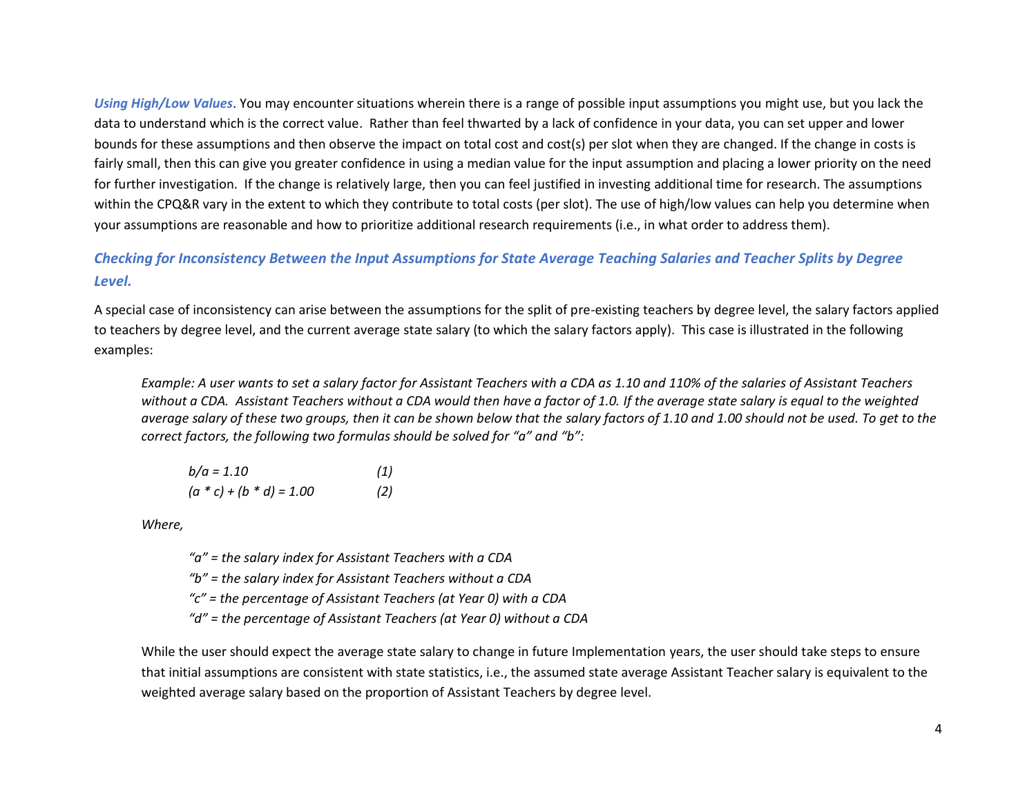***Using High/Low Values***. You may encounter situations wherein there is a range of possible input assumptions you might use, but you lack the data to understand which is the correct value. Rather than feel thwarted by a lack of confidence in your data, you can set upper and lower bounds for these assumptions and then observe the impact on total cost and cost(s) per slot when they are changed. If the change in costs is fairly small, then this can give you greater confidence in using a median value for the input assumption and placing a lower priority on the need for further investigation. If the change is relatively large, then you can feel justified in investing additional time for research. The assumptions within the CPQ&R vary in the extent to which they contribute to total costs (per slot). The use of high/low values can help you determine when your assumptions are reasonable and how to prioritize additional research requirements (i.e., in what order to address them).

### *Checking for Inconsistency Between the Input Assumptions for State Average Teaching Salaries and Teacher Splits by Degree Level.*

A special case of inconsistency can arise between the assumptions for the split of pre-existing teachers by degree level, the salary factors applied to teachers by degree level, and the current average state salary (to which the salary factors apply). This case is illustrated in the following examples:

> *Example: A user wants to set a salary factor for Assistant Teachers with a CDA as 1.10 and 110% of the salaries of Assistant Teachers without a CDA. Assistant Teachers without a CDA would then have a factor of 1.0. If the average state salary is equal to the weighted average salary of these two groups, then it can be shown below that the salary factors of 1.10 and 1.00 should not be used. To get to the correct factors, the following two formulas should be solved for "a" and "b":*
>
> $$b/a = 1.10 \qquad (1)$$
>
> $$(a * c) + (b * d) = 1.00 \qquad (2)$$
>
> *Where,*
>
> *"a" = the salary index for Assistant Teachers with a CDA*
> *"b" = the salary index for Assistant Teachers without a CDA*
> *"c" = the percentage of Assistant Teachers (at Year 0) with a CDA*
> *"d" = the percentage of Assistant Teachers (at Year 0) without a CDA*
>
> While the user should expect the average state salary to change in future Implementation years, the user should take steps to ensure that initial assumptions are consistent with state statistics, i.e., the assumed state average Assistant Teacher salary is equivalent to the weighted average salary based on the proportion of Assistant Teachers by degree level.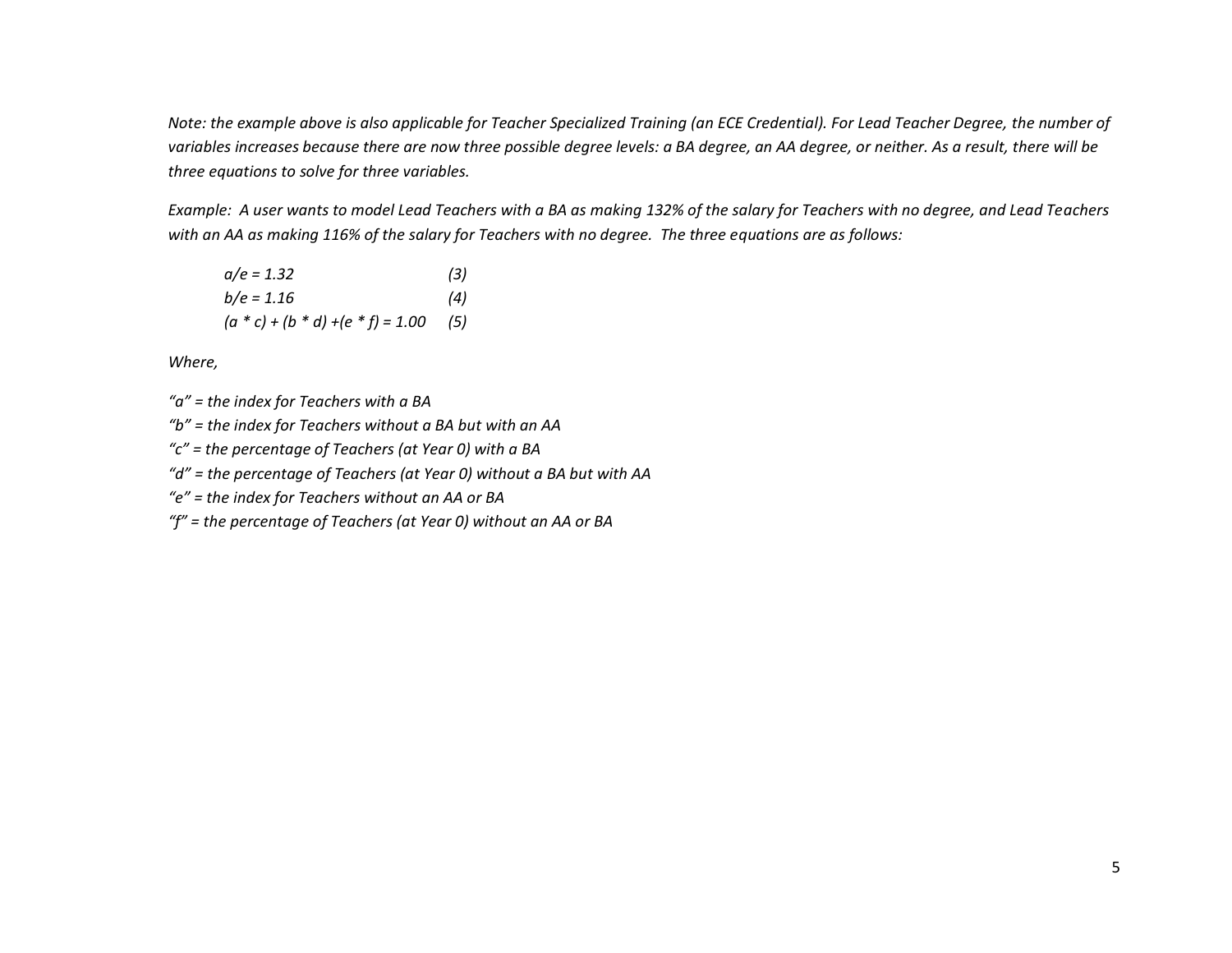*Note: the example above is also applicable for Teacher Specialized Training (an ECE Credential). For Lead Teacher Degree, the number of variables increases because there are now three possible degree levels: a BA degree, an AA degree, or neither. As a result, there will be three equations to solve for three variables.*

*Example: A user wants to model Lead Teachers with a BA as making 132% of the salary for Teachers with no degree, and Lead Teachers with an AA as making 116% of the salary for Teachers with no degree. The three equations are as follows:*

$$a/e = 1.32 \qquad (3)$$

$$b/e = 1.16 \qquad (4)$$

$$(a * c) + (b * d) + (e * f) = 1.00 \qquad (5)$$

*Where,*

*"a" = the index for Teachers with a BA*
*"b" = the index for Teachers without a BA but with an AA*
*"c" = the percentage of Teachers (at Year 0) with a BA*
*"d" = the percentage of Teachers (at Year 0) without a BA but with AA*
*"e" = the index for Teachers without an AA or BA*
*"f" = the percentage of Teachers (at Year 0) without an AA or BA*